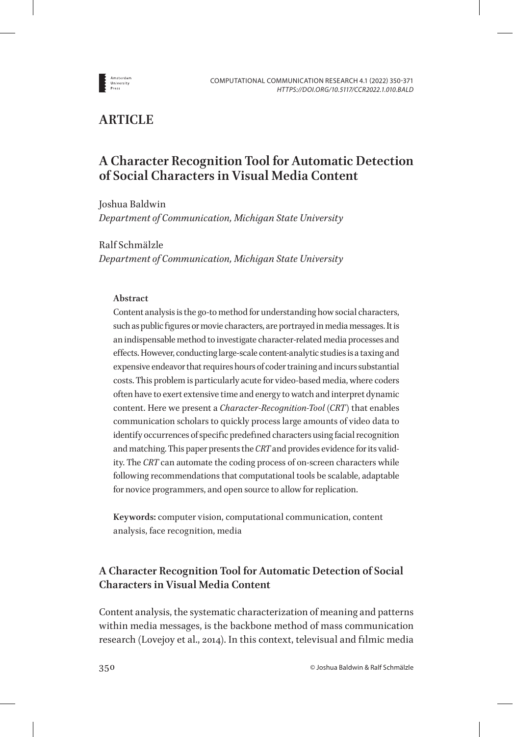# ARTICLE

## A Character Recognition Tool for Automatic Detection of Social Characters in Visual Media Content

Joshua Baldwin
*Department of Communication, Michigan State University*

Ralf Schmälzle
*Department of Communication, Michigan State University*

**Abstract**

Content analysis is the go-to method for understanding how social characters, such as public figures or movie characters, are portrayed in media messages. It is an indispensable method to investigate character-related media processes and effects. However, conducting large-scale content-analytic studies is a taxing and expensive endeavor that requires hours of coder training and incurs substantial costs. This problem is particularly acute for video-based media, where coders often have to exert extensive time and energy to watch and interpret dynamic content. Here we present a *Character-Recognition-Tool* (*CRT*) that enables communication scholars to quickly process large amounts of video data to identify occurrences of specific predefined characters using facial recognition and matching. This paper presents the *CRT* and provides evidence for its validity. The *CRT* can automate the coding process of on-screen characters while following recommendations that computational tools be scalable, adaptable for novice programmers, and open source to allow for replication.

**Keywords:** computer vision, computational communication, content analysis, face recognition, media

### A Character Recognition Tool for Automatic Detection of Social Characters in Visual Media Content

Content analysis, the systematic characterization of meaning and patterns within media messages, is the backbone method of mass communication research (Lovejoy et al., 2014). In this context, televisual and filmic media

© Joshua Baldwin & Ralf Schmälzle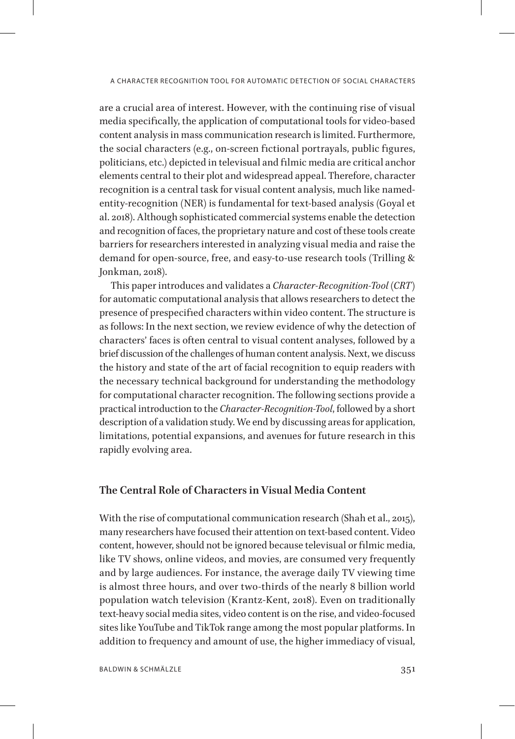are a crucial area of interest. However, with the continuing rise of visual media specifically, the application of computational tools for video-based content analysis in mass communication research is limited. Furthermore, the social characters (e.g., on-screen fictional portrayals, public figures, politicians, etc.) depicted in televisual and filmic media are critical anchor elements central to their plot and widespread appeal. Therefore, character recognition is a central task for visual content analysis, much like named-entity-recognition (NER) is fundamental for text-based analysis (Goyal et al. 2018). Although sophisticated commercial systems enable the detection and recognition of faces, the proprietary nature and cost of these tools create barriers for researchers interested in analyzing visual media and raise the demand for open-source, free, and easy-to-use research tools (Trilling & Jonkman, 2018).

This paper introduces and validates a *Character-Recognition-Tool* (*CRT*) for automatic computational analysis that allows researchers to detect the presence of prespecified characters within video content. The structure is as follows: In the next section, we review evidence of why the detection of characters' faces is often central to visual content analyses, followed by a brief discussion of the challenges of human content analysis. Next, we discuss the history and state of the art of facial recognition to equip readers with the necessary technical background for understanding the methodology for computational character recognition. The following sections provide a practical introduction to the *Character-Recognition-Tool*, followed by a short description of a validation study. We end by discussing areas for application, limitations, potential expansions, and avenues for future research in this rapidly evolving area.

## The Central Role of Characters in Visual Media Content

With the rise of computational communication research (Shah et al., 2015), many researchers have focused their attention on text-based content. Video content, however, should not be ignored because televisual or filmic media, like TV shows, online videos, and movies, are consumed very frequently and by large audiences. For instance, the average daily TV viewing time is almost three hours, and over two-thirds of the nearly 8 billion world population watch television (Krantz-Kent, 2018). Even on traditionally text-heavy social media sites, video content is on the rise, and video-focused sites like YouTube and TikTok range among the most popular platforms. In addition to frequency and amount of use, the higher immediacy of visual,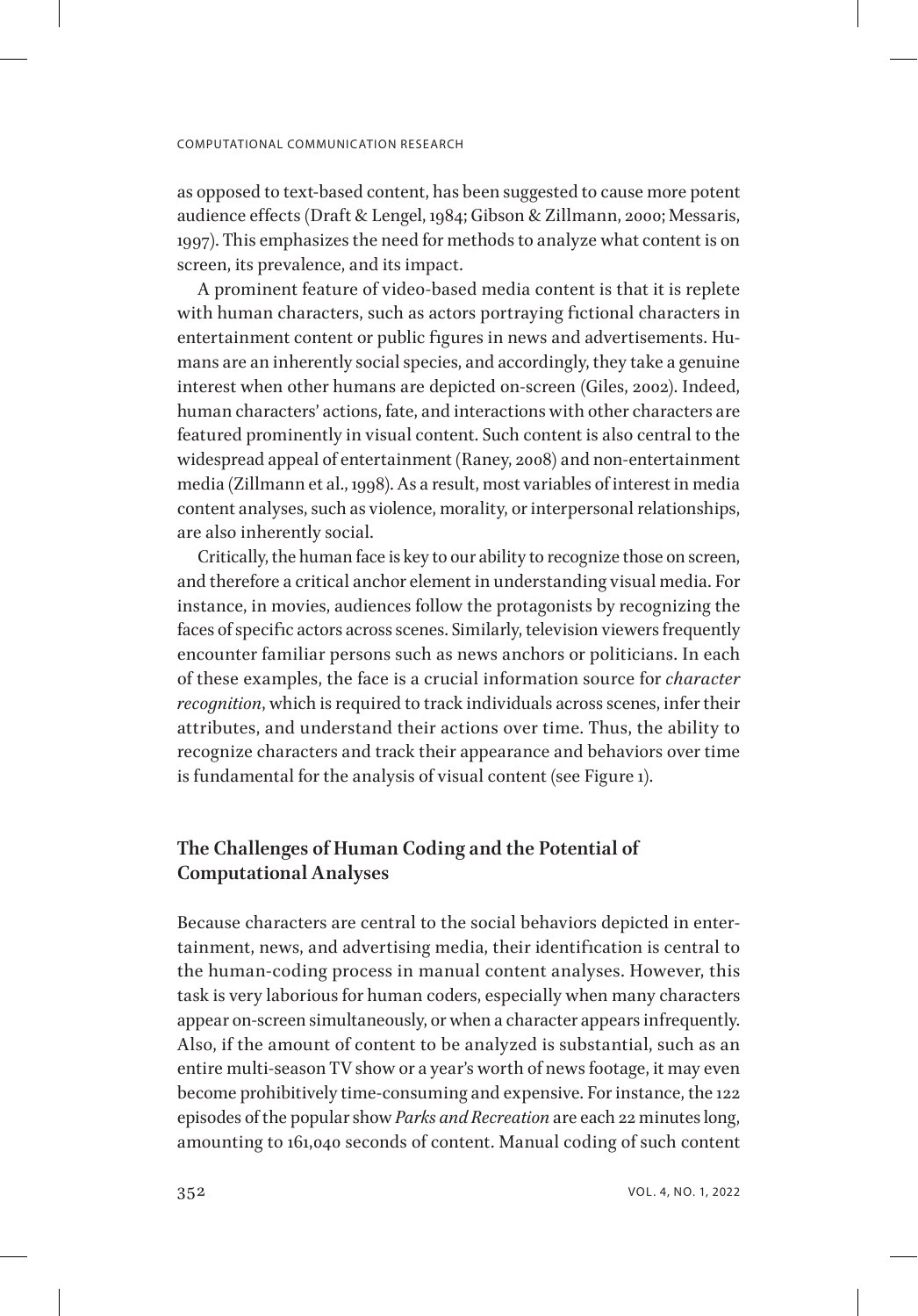as opposed to text-based content, has been suggested to cause more potent audience effects (Draft & Lengel, 1984; Gibson & Zillmann, 2000; Messaris, 1997). This emphasizes the need for methods to analyze what content is on screen, its prevalence, and its impact.

A prominent feature of video-based media content is that it is replete with human characters, such as actors portraying fictional characters in entertainment content or public figures in news and advertisements. Humans are an inherently social species, and accordingly, they take a genuine interest when other humans are depicted on-screen (Giles, 2002). Indeed, human characters' actions, fate, and interactions with other characters are featured prominently in visual content. Such content is also central to the widespread appeal of entertainment (Raney, 2008) and non-entertainment media (Zillmann et al., 1998). As a result, most variables of interest in media content analyses, such as violence, morality, or interpersonal relationships, are also inherently social.

Critically, the human face is key to our ability to recognize those on screen, and therefore a critical anchor element in understanding visual media. For instance, in movies, audiences follow the protagonists by recognizing the faces of specific actors across scenes. Similarly, television viewers frequently encounter familiar persons such as news anchors or politicians. In each of these examples, the face is a crucial information source for *character recognition*, which is required to track individuals across scenes, infer their attributes, and understand their actions over time. Thus, the ability to recognize characters and track their appearance and behaviors over time is fundamental for the analysis of visual content (see Figure 1).

## The Challenges of Human Coding and the Potential of Computational Analyses

Because characters are central to the social behaviors depicted in entertainment, news, and advertising media, their identification is central to the human-coding process in manual content analyses. However, this task is very laborious for human coders, especially when many characters appear on-screen simultaneously, or when a character appears infrequently. Also, if the amount of content to be analyzed is substantial, such as an entire multi-season TV show or a year's worth of news footage, it may even become prohibitively time-consuming and expensive. For instance, the 122 episodes of the popular show *Parks and Recreation* are each 22 minutes long, amounting to 161,040 seconds of content. Manual coding of such content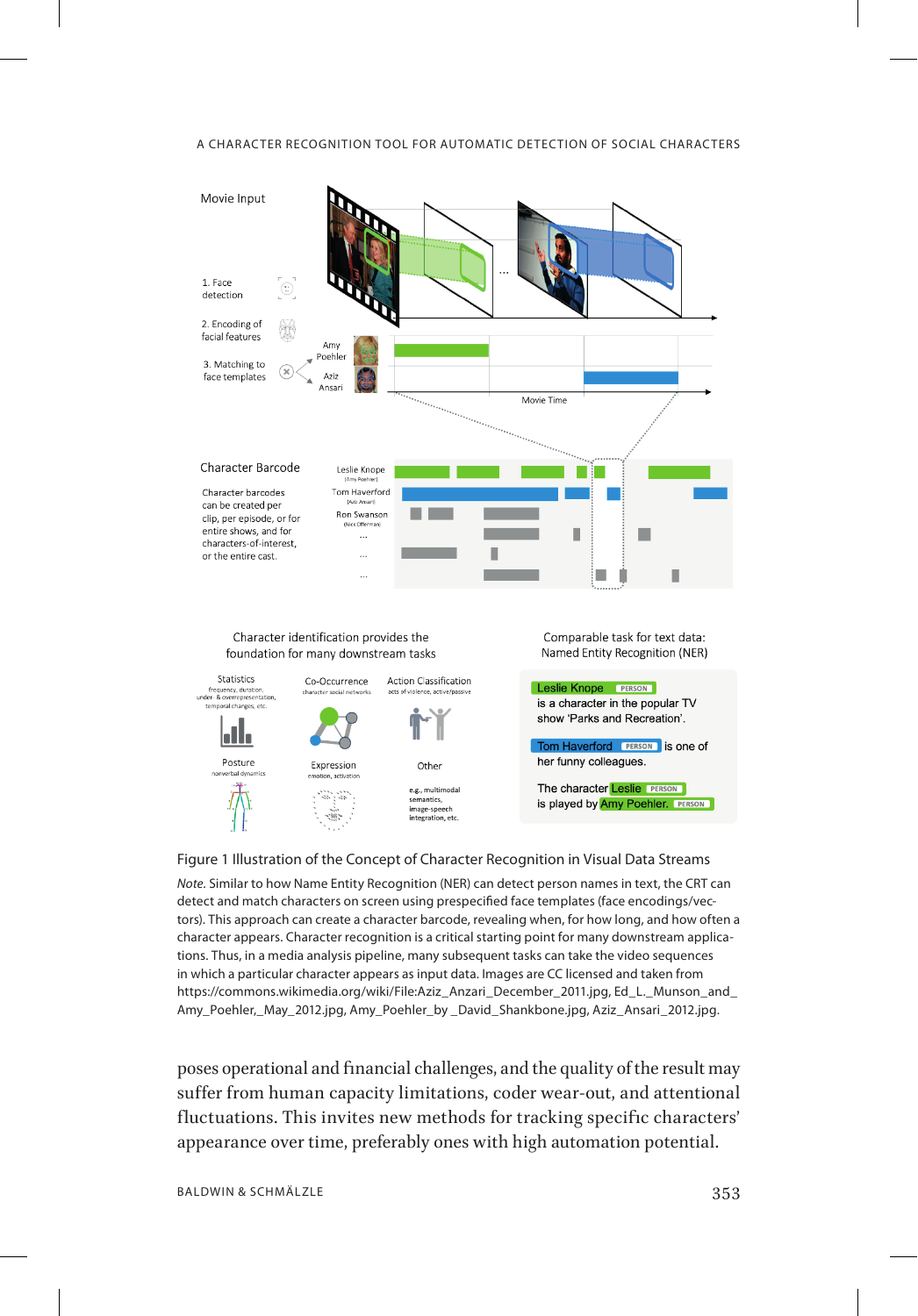Movie Input

1. Face detection

2. Encoding of facial features

3. Matching to face templates

Amy Poehler

Aziz Ansari

Movie Time

Character Barcode

Character barcodes can be created per clip, per episode, or for entire shows, and for characters-of-interest, or the entire cast.

Leslie Knope (Amy Poehler)

Tom Haverford (Aziz Ansari)

Ron Swanson (Nick Offerman)

...

...

...

Character identification provides the foundation for many downstream tasks

Statistics
frequency, duration, under- & overrepresentation, temporal changes, etc.

Co-Occurrence
character social networks

Action Classification
acts of violence, active/passive

Posture
nonverbal dynamics

Expression
emotion, activation

Other
e.g., multimodal semantics, image-speech integration, etc.

Comparable task for text data: Named Entity Recognition (NER)

Leslie Knope PERSON is a character in the popular TV show 'Parks and Recreation'.

Tom Haverford PERSON is one of her funny colleagues.

The character Leslie PERSON is played by Amy Poehler. PERSON

Figure 1 Illustration of the Concept of Character Recognition in Visual Data Streams

*Note.* Similar to how Name Entity Recognition (NER) can detect person names in text, the CRT can detect and match characters on screen using prespecified face templates (face encodings/vectors). This approach can create a character barcode, revealing when, for how long, and how often a character appears. Character recognition is a critical starting point for many downstream applications. Thus, in a media analysis pipeline, many subsequent tasks can take the video sequences in which a particular character appears as input data. Images are CC licensed and taken from https://commons.wikimedia.org/wiki/File:Aziz_Anzari_December_2011.jpg, Ed_L._Munson_and_Amy_Poehler,_May_2012.jpg, Amy_Poehler_by _David_Shankbone.jpg, Aziz_Ansari_2012.jpg.

poses operational and financial challenges, and the quality of the result may suffer from human capacity limitations, coder wear-out, and attentional fluctuations. This invites new methods for tracking specific characters' appearance over time, preferably ones with high automation potential.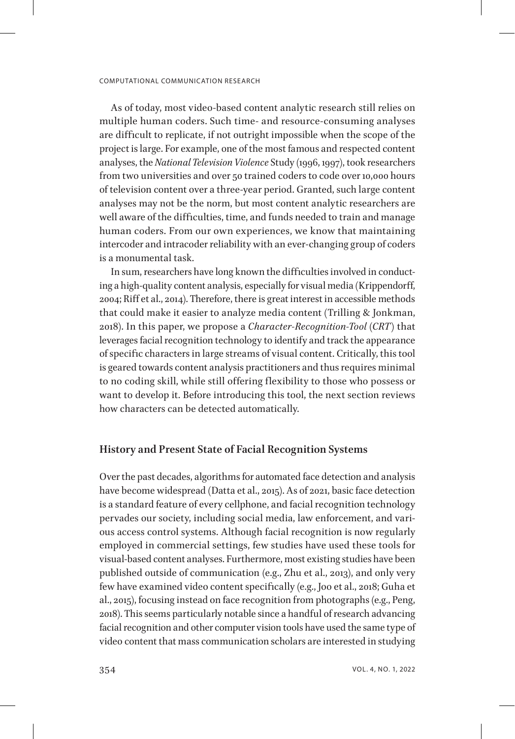As of today, most video-based content analytic research still relies on multiple human coders. Such time- and resource-consuming analyses are difficult to replicate, if not outright impossible when the scope of the project is large. For example, one of the most famous and respected content analyses, the *National Television Violence* Study (1996, 1997), took researchers from two universities and over 50 trained coders to code over 10,000 hours of television content over a three-year period. Granted, such large content analyses may not be the norm, but most content analytic researchers are well aware of the difficulties, time, and funds needed to train and manage human coders. From our own experiences, we know that maintaining intercoder and intracoder reliability with an ever-changing group of coders is a monumental task.

In sum, researchers have long known the difficulties involved in conducting a high-quality content analysis, especially for visual media (Krippendorff, 2004; Riff et al., 2014). Therefore, there is great interest in accessible methods that could make it easier to analyze media content (Trilling & Jonkman, 2018). In this paper, we propose a *Character-Recognition-Tool* (*CRT*) that leverages facial recognition technology to identify and track the appearance of specific characters in large streams of visual content. Critically, this tool is geared towards content analysis practitioners and thus requires minimal to no coding skill, while still offering flexibility to those who possess or want to develop it. Before introducing this tool, the next section reviews how characters can be detected automatically.

## History and Present State of Facial Recognition Systems

Over the past decades, algorithms for automated face detection and analysis have become widespread (Datta et al., 2015). As of 2021, basic face detection is a standard feature of every cellphone, and facial recognition technology pervades our society, including social media, law enforcement, and various access control systems. Although facial recognition is now regularly employed in commercial settings, few studies have used these tools for visual-based content analyses. Furthermore, most existing studies have been published outside of communication (e.g., Zhu et al., 2013), and only very few have examined video content specifically (e.g., Joo et al., 2018; Guha et al., 2015), focusing instead on face recognition from photographs (e.g., Peng, 2018). This seems particularly notable since a handful of research advancing facial recognition and other computer vision tools have used the same type of video content that mass communication scholars are interested in studying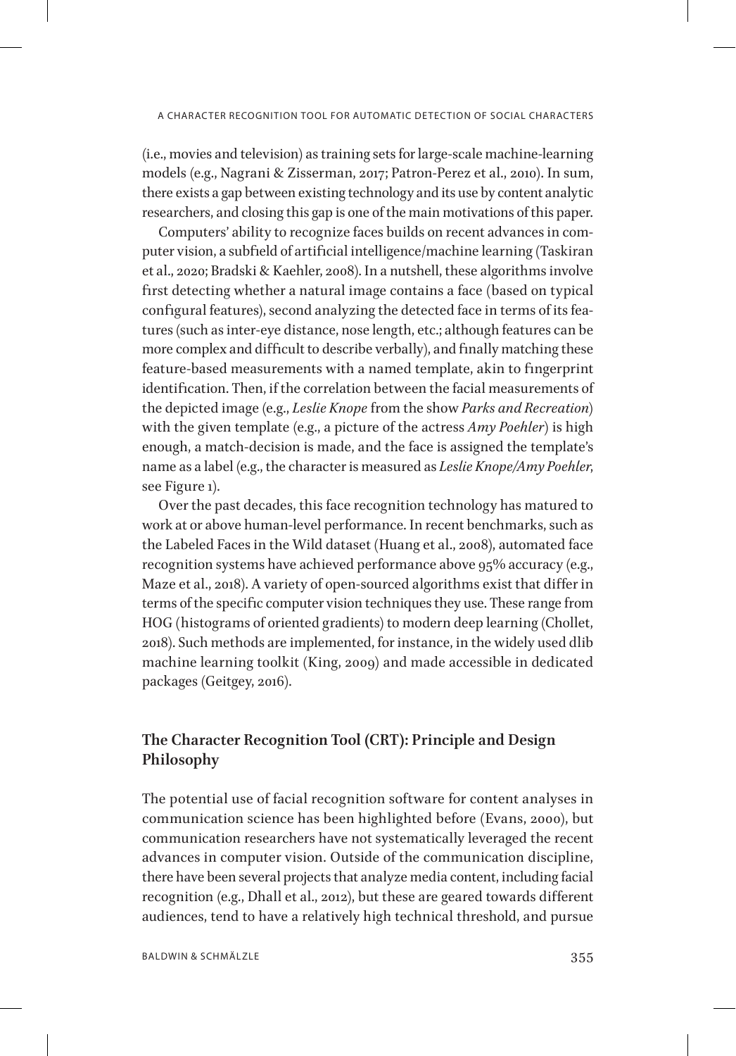(i.e., movies and television) as training sets for large-scale machine-learning models (e.g., Nagrani & Zisserman, 2017; Patron-Perez et al., 2010). In sum, there exists a gap between existing technology and its use by content analytic researchers, and closing this gap is one of the main motivations of this paper.

Computers' ability to recognize faces builds on recent advances in computer vision, a subfield of artificial intelligence/machine learning (Taskiran et al., 2020; Bradski & Kaehler, 2008). In a nutshell, these algorithms involve first detecting whether a natural image contains a face (based on typical configural features), second analyzing the detected face in terms of its features (such as inter-eye distance, nose length, etc.; although features can be more complex and difficult to describe verbally), and finally matching these feature-based measurements with a named template, akin to fingerprint identification. Then, if the correlation between the facial measurements of the depicted image (e.g., *Leslie Knope* from the show *Parks and Recreation*) with the given template (e.g., a picture of the actress *Amy Poehler*) is high enough, a match-decision is made, and the face is assigned the template's name as a label (e.g., the character is measured as *Leslie Knope/Amy Poehler*, see Figure 1).

Over the past decades, this face recognition technology has matured to work at or above human-level performance. In recent benchmarks, such as the Labeled Faces in the Wild dataset (Huang et al., 2008), automated face recognition systems have achieved performance above 95% accuracy (e.g., Maze et al., 2018). A variety of open-sourced algorithms exist that differ in terms of the specific computer vision techniques they use. These range from HOG (histograms of oriented gradients) to modern deep learning (Chollet, 2018). Such methods are implemented, for instance, in the widely used dlib machine learning toolkit (King, 2009) and made accessible in dedicated packages (Geitgey, 2016).

## The Character Recognition Tool (CRT): Principle and Design Philosophy

The potential use of facial recognition software for content analyses in communication science has been highlighted before (Evans, 2000), but communication researchers have not systematically leveraged the recent advances in computer vision. Outside of the communication discipline, there have been several projects that analyze media content, including facial recognition (e.g., Dhall et al., 2012), but these are geared towards different audiences, tend to have a relatively high technical threshold, and pursue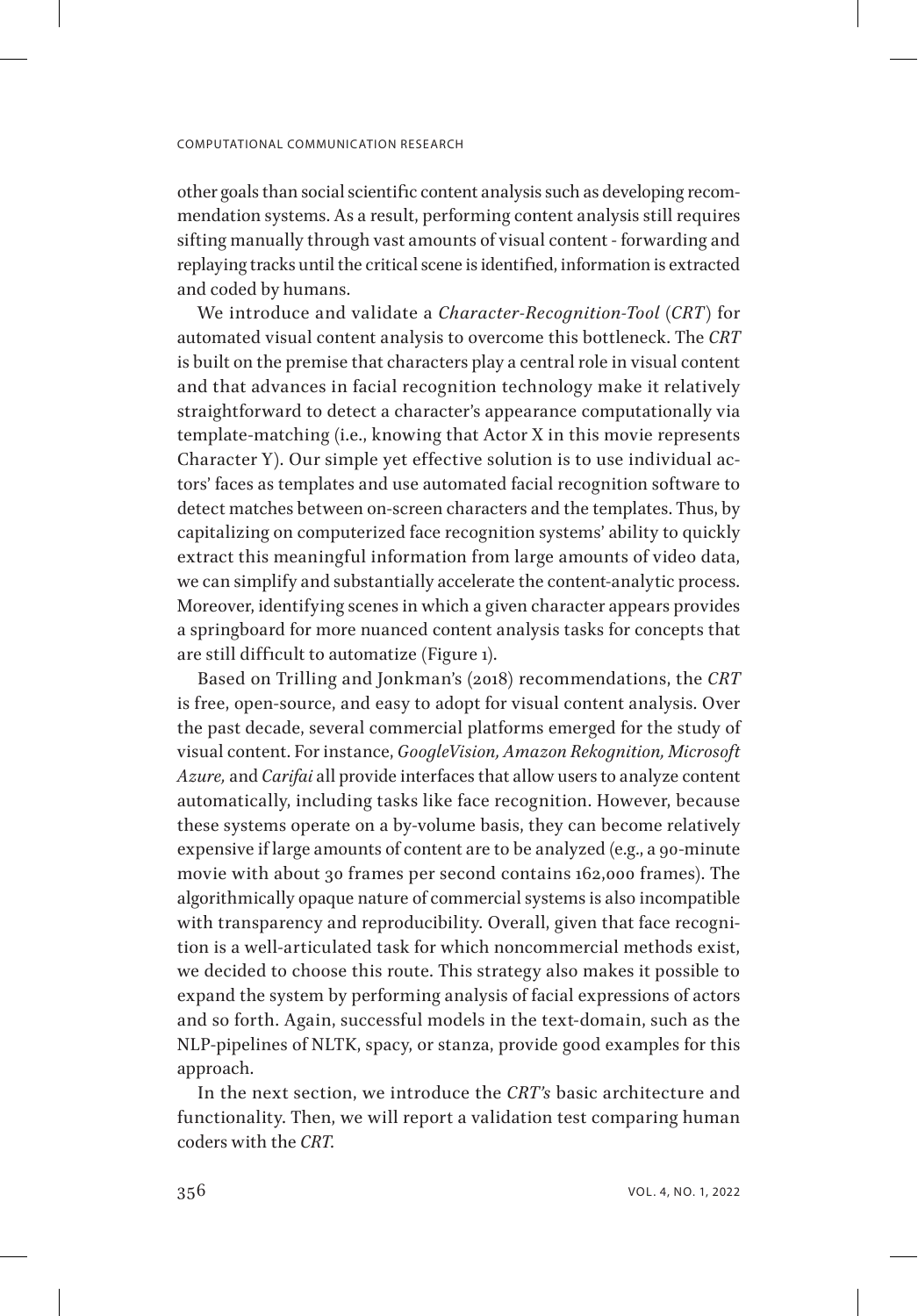other goals than social scientific content analysis such as developing recommendation systems. As a result, performing content analysis still requires sifting manually through vast amounts of visual content - forwarding and replaying tracks until the critical scene is identified, information is extracted and coded by humans.

We introduce and validate a *Character-Recognition-Tool* (*CRT*) for automated visual content analysis to overcome this bottleneck. The *CRT* is built on the premise that characters play a central role in visual content and that advances in facial recognition technology make it relatively straightforward to detect a character's appearance computationally via template-matching (i.e., knowing that Actor X in this movie represents Character Y). Our simple yet effective solution is to use individual actors' faces as templates and use automated facial recognition software to detect matches between on-screen characters and the templates. Thus, by capitalizing on computerized face recognition systems' ability to quickly extract this meaningful information from large amounts of video data, we can simplify and substantially accelerate the content-analytic process. Moreover, identifying scenes in which a given character appears provides a springboard for more nuanced content analysis tasks for concepts that are still difficult to automatize (Figure 1).

Based on Trilling and Jonkman's (2018) recommendations, the *CRT* is free, open-source, and easy to adopt for visual content analysis. Over the past decade, several commercial platforms emerged for the study of visual content. For instance, *GoogleVision, Amazon Rekognition, Microsoft Azure,* and *Carifai* all provide interfaces that allow users to analyze content automatically, including tasks like face recognition. However, because these systems operate on a by-volume basis, they can become relatively expensive if large amounts of content are to be analyzed (e.g., a 90-minute movie with about 30 frames per second contains 162,000 frames). The algorithmically opaque nature of commercial systems is also incompatible with transparency and reproducibility. Overall, given that face recognition is a well-articulated task for which noncommercial methods exist, we decided to choose this route. This strategy also makes it possible to expand the system by performing analysis of facial expressions of actors and so forth. Again, successful models in the text-domain, such as the NLP-pipelines of NLTK, spacy, or stanza, provide good examples for this approach.

In the next section, we introduce the *CRT's* basic architecture and functionality. Then, we will report a validation test comparing human coders with the *CRT*.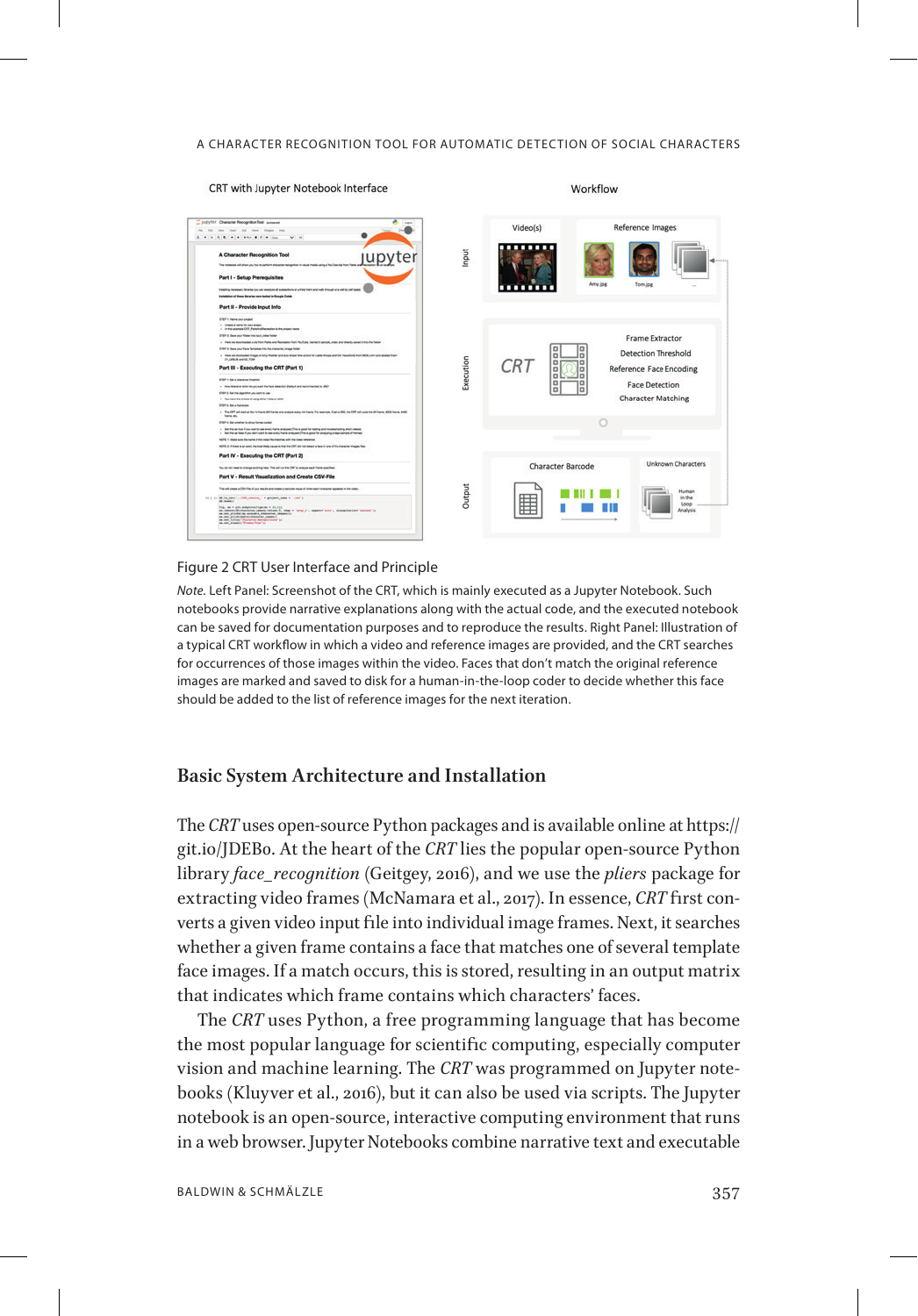CRT with Jupyter Notebook Interface

Workflow

Input

Video(s)

Reference Images

Amy.jpg

Tom.jpg

...

Execution

CRT

Frame Extractor

Detection Threshold

Reference Face Encoding

Face Detection

Character Matching

Output

Character Barcode

Unknown Characters

Human in the Loop Analysis

Figure 2 CRT User Interface and Principle

*Note.* Left Panel: Screenshot of the CRT, which is mainly executed as a Jupyter Notebook. Such notebooks provide narrative explanations along with the actual code, and the executed notebook can be saved for documentation purposes and to reproduce the results. Right Panel: Illustration of a typical CRT workflow in which a video and reference images are provided, and the CRT searches for occurrences of those images within the video. Faces that don't match the original reference images are marked and saved to disk for a human-in-the-loop coder to decide whether this face should be added to the list of reference images for the next iteration.

## Basic System Architecture and Installation

The *CRT* uses open-source Python packages and is available online at https://git.io/JDEBo. At the heart of the *CRT* lies the popular open-source Python library *face_recognition* (Geitgey, 2016), and we use the *pliers* package for extracting video frames (McNamara et al., 2017). In essence, *CRT* first converts a given video input file into individual image frames. Next, it searches whether a given frame contains a face that matches one of several template face images. If a match occurs, this is stored, resulting in an output matrix that indicates which frame contains which characters' faces.

The *CRT* uses Python, a free programming language that has become the most popular language for scientific computing, especially computer vision and machine learning. The *CRT* was programmed on Jupyter notebooks (Kluyver et al., 2016), but it can also be used via scripts. The Jupyter notebook is an open-source, interactive computing environment that runs in a web browser. Jupyter Notebooks combine narrative text and executable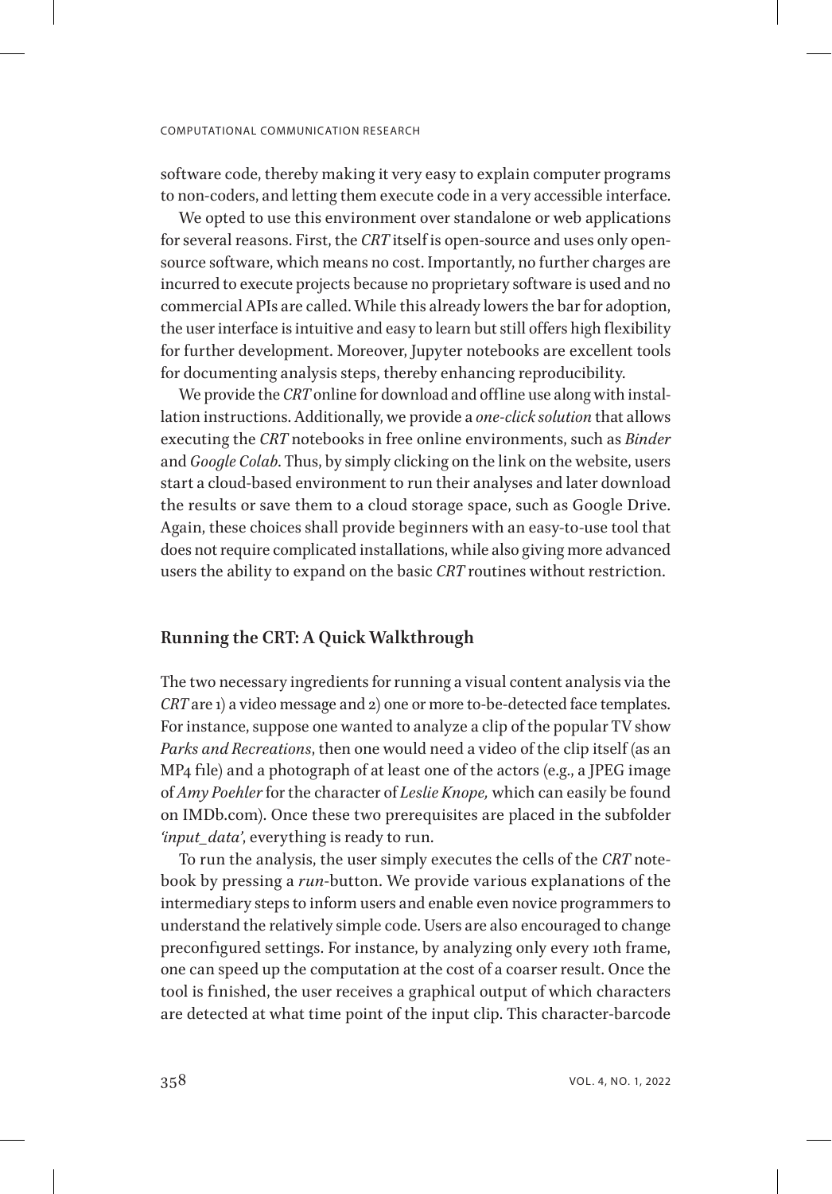software code, thereby making it very easy to explain computer programs to non-coders, and letting them execute code in a very accessible interface.

We opted to use this environment over standalone or web applications for several reasons. First, the *CRT* itself is open-source and uses only open-source software, which means no cost. Importantly, no further charges are incurred to execute projects because no proprietary software is used and no commercial APIs are called. While this already lowers the bar for adoption, the user interface is intuitive and easy to learn but still offers high flexibility for further development. Moreover, Jupyter notebooks are excellent tools for documenting analysis steps, thereby enhancing reproducibility.

We provide the *CRT* online for download and offline use along with installation instructions. Additionally, we provide a *one-click solution* that allows executing the *CRT* notebooks in free online environments, such as *Binder* and *Google Colab*. Thus, by simply clicking on the link on the website, users start a cloud-based environment to run their analyses and later download the results or save them to a cloud storage space, such as Google Drive. Again, these choices shall provide beginners with an easy-to-use tool that does not require complicated installations, while also giving more advanced users the ability to expand on the basic *CRT* routines without restriction.

## Running the CRT: A Quick Walkthrough

The two necessary ingredients for running a visual content analysis via the *CRT* are 1) a video message and 2) one or more to-be-detected face templates. For instance, suppose one wanted to analyze a clip of the popular TV show *Parks and Recreations*, then one would need a video of the clip itself (as an MP4 file) and a photograph of at least one of the actors (e.g., a JPEG image of *Amy Poehler* for the character of *Leslie Knope,* which can easily be found on IMDb.com). Once these two prerequisites are placed in the subfolder *'input_data'*, everything is ready to run.

To run the analysis, the user simply executes the cells of the *CRT* notebook by pressing a *run*-button. We provide various explanations of the intermediary steps to inform users and enable even novice programmers to understand the relatively simple code. Users are also encouraged to change preconfigured settings. For instance, by analyzing only every 10th frame, one can speed up the computation at the cost of a coarser result. Once the tool is finished, the user receives a graphical output of which characters are detected at what time point of the input clip. This character-barcode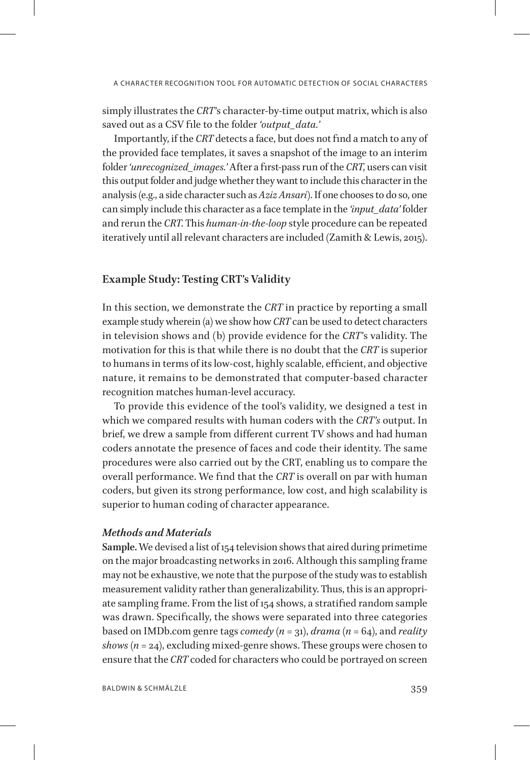simply illustrates the *CRT*'s character-by-time output matrix, which is also saved out as a CSV file to the folder *'output_data.'*

Importantly, if the *CRT* detects a face, but does not find a match to any of the provided face templates, it saves a snapshot of the image to an interim folder *'unrecognized_images.'* After a first-pass run of the *CRT*, users can visit this output folder and judge whether they want to include this character in the analysis (e.g., a side character such as *Aziz Ansari*). If one chooses to do so, one can simply include this character as a face template in the *'input_data'* folder and rerun the *CRT*. This *human-in-the-loop* style procedure can be repeated iteratively until all relevant characters are included (Zamith & Lewis, 2015).

## Example Study: Testing CRT's Validity

In this section, we demonstrate the *CRT* in practice by reporting a small example study wherein (a) we show how *CRT* can be used to detect characters in television shows and (b) provide evidence for the *CRT*'s validity. The motivation for this is that while there is no doubt that the *CRT* is superior to humans in terms of its low-cost, highly scalable, efficient, and objective nature, it remains to be demonstrated that computer-based character recognition matches human-level accuracy.

To provide this evidence of the tool's validity, we designed a test in which we compared results with human coders with the *CRT's* output. In brief, we drew a sample from different current TV shows and had human coders annotate the presence of faces and code their identity. The same procedures were also carried out by the CRT, enabling us to compare the overall performance. We find that the *CRT* is overall on par with human coders, but given its strong performance, low cost, and high scalability is superior to human coding of character appearance.

### *Methods and Materials*

**Sample.** We devised a list of 154 television shows that aired during primetime on the major broadcasting networks in 2016. Although this sampling frame may not be exhaustive, we note that the purpose of the study was to establish measurement validity rather than generalizability. Thus, this is an appropriate sampling frame. From the list of 154 shows, a stratified random sample was drawn. Specifically, the shows were separated into three categories based on IMDb.com genre tags *comedy* ($n = 31$), *drama* ($n = 64$), and *reality shows* ($n = 24$), excluding mixed-genre shows. These groups were chosen to ensure that the *CRT* coded for characters who could be portrayed on screen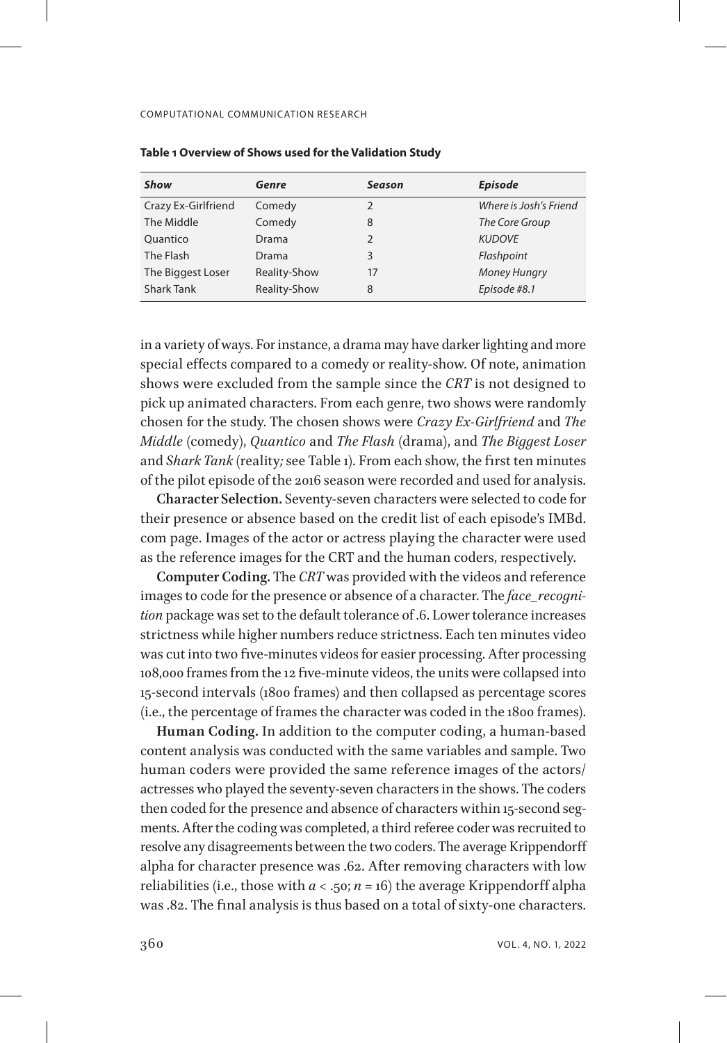**Table 1 Overview of Shows used for the Validation Study**

| *Show* | *Genre* | *Season* | *Episode* |
|---|---|---|---|
| Crazy Ex-Girlfriend | Comedy | 2 | *Where is Josh's Friend* |
| The Middle | Comedy | 8 | *The Core Group* |
| Quantico | Drama | 2 | *KUDOVE* |
| The Flash | Drama | 3 | *Flashpoint* |
| The Biggest Loser | Reality-Show | 17 | *Money Hungry* |
| Shark Tank | Reality-Show | 8 | *Episode #8.1* |

in a variety of ways. For instance, a drama may have darker lighting and more special effects compared to a comedy or reality-show. Of note, animation shows were excluded from the sample since the *CRT* is not designed to pick up animated characters. From each genre, two shows were randomly chosen for the study. The chosen shows were *Crazy Ex-Girlfriend* and *The Middle* (comedy), *Quantico* and *The Flash* (drama), and *The Biggest Loser* and *Shark Tank* (reality*;* see Table 1). From each show, the first ten minutes of the pilot episode of the 2016 season were recorded and used for analysis.

**Character Selection.** Seventy-seven characters were selected to code for their presence or absence based on the credit list of each episode's IMBd.com page. Images of the actor or actress playing the character were used as the reference images for the CRT and the human coders, respectively.

**Computer Coding.** The *CRT* was provided with the videos and reference images to code for the presence or absence of a character. The *face_recognition* package was set to the default tolerance of .6. Lower tolerance increases strictness while higher numbers reduce strictness. Each ten minutes video was cut into two five-minutes videos for easier processing. After processing 108,000 frames from the 12 five-minute videos, the units were collapsed into 15-second intervals (1800 frames) and then collapsed as percentage scores (i.e., the percentage of frames the character was coded in the 1800 frames).

**Human Coding.** In addition to the computer coding, a human-based content analysis was conducted with the same variables and sample. Two human coders were provided the same reference images of the actors/actresses who played the seventy-seven characters in the shows. The coders then coded for the presence and absence of characters within 15-second segments. After the coding was completed, a third referee coder was recruited to resolve any disagreements between the two coders. The average Krippendorff alpha for character presence was .62. After removing characters with low reliabilities (i.e., those with $a < .50$; $n = 16$) the average Krippendorff alpha was .82. The final analysis is thus based on a total of sixty-one characters.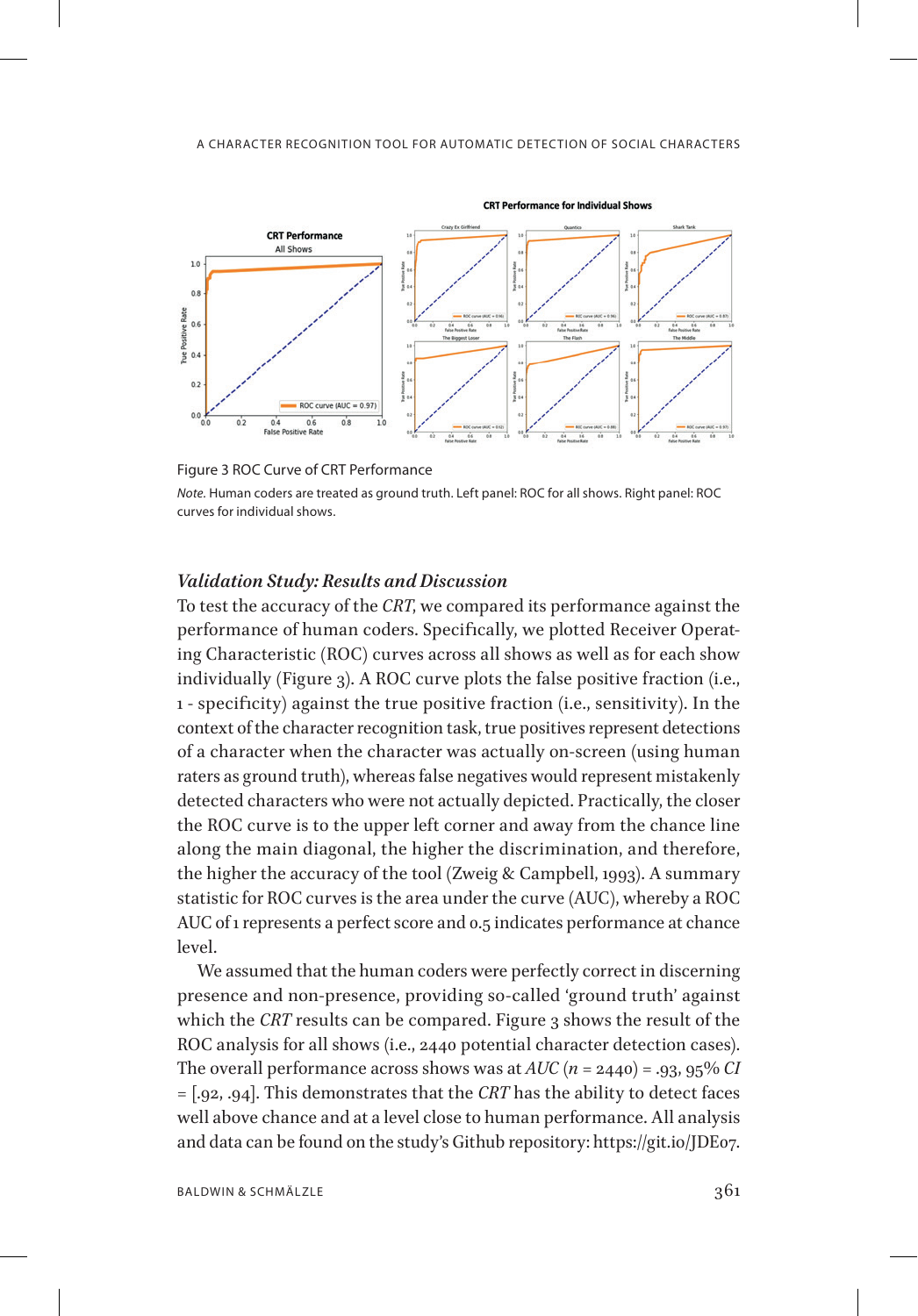CRT Performance for Individual Shows

CRT Performance
All Shows

ROC curve (AUC = 0.97)

True Positive Rate

False Positive Rate

Crazy Ex Girlfriend

Quantico

Shark Tank

The Biggest Loser

The Flash

The Middle

Figure 3 ROC Curve of CRT Performance

*Note.* Human coders are treated as ground truth. Left panel: ROC for all shows. Right panel: ROC curves for individual shows.

### *Validation Study: Results and Discussion*

To test the accuracy of the *CRT*, we compared its performance against the performance of human coders. Specifically, we plotted Receiver Operating Characteristic (ROC) curves across all shows as well as for each show individually (Figure 3). A ROC curve plots the false positive fraction (i.e., 1 - specificity) against the true positive fraction (i.e., sensitivity). In the context of the character recognition task, true positives represent detections of a character when the character was actually on-screen (using human raters as ground truth), whereas false negatives would represent mistakenly detected characters who were not actually depicted. Practically, the closer the ROC curve is to the upper left corner and away from the chance line along the main diagonal, the higher the discrimination, and therefore, the higher the accuracy of the tool (Zweig & Campbell, 1993). A summary statistic for ROC curves is the area under the curve (AUC), whereby a ROC AUC of 1 represents a perfect score and 0.5 indicates performance at chance level.

We assumed that the human coders were perfectly correct in discerning presence and non-presence, providing so-called 'ground truth' against which the *CRT* results can be compared. Figure 3 shows the result of the ROC analysis for all shows (i.e., 2440 potential character detection cases). The overall performance across shows was at *AUC* ($n$ = 2440) = .93, 95% *CI* = [.92, .94]. This demonstrates that the *CRT* has the ability to detect faces well above chance and at a level close to human performance. All analysis and data can be found on the study's Github repository: https://git.io/JDE07.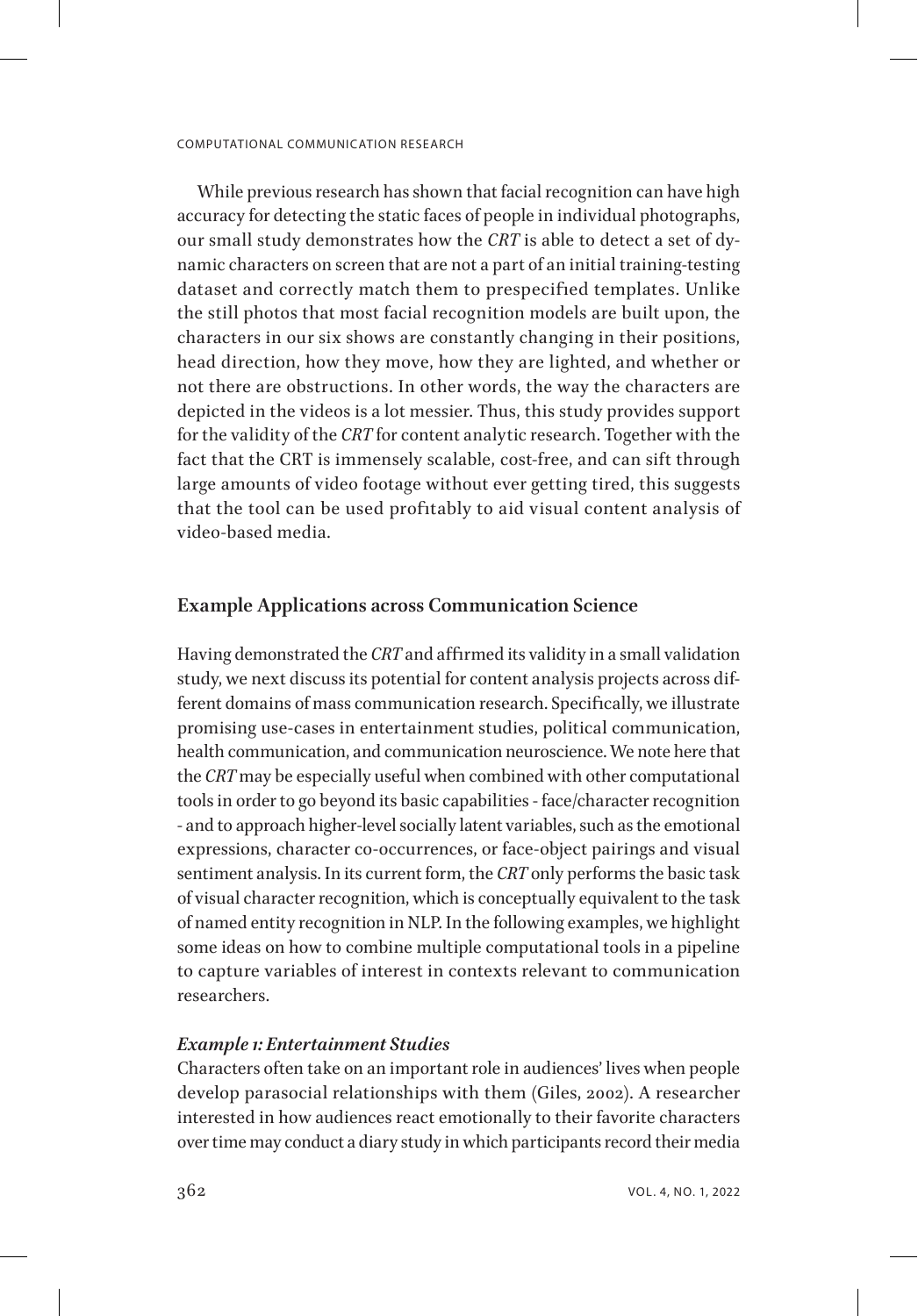While previous research has shown that facial recognition can have high accuracy for detecting the static faces of people in individual photographs, our small study demonstrates how the *CRT* is able to detect a set of dynamic characters on screen that are not a part of an initial training-testing dataset and correctly match them to prespecified templates. Unlike the still photos that most facial recognition models are built upon, the characters in our six shows are constantly changing in their positions, head direction, how they move, how they are lighted, and whether or not there are obstructions. In other words, the way the characters are depicted in the videos is a lot messier. Thus, this study provides support for the validity of the *CRT* for content analytic research. Together with the fact that the CRT is immensely scalable, cost-free, and can sift through large amounts of video footage without ever getting tired, this suggests that the tool can be used profitably to aid visual content analysis of video-based media.

## Example Applications across Communication Science

Having demonstrated the *CRT* and affirmed its validity in a small validation study, we next discuss its potential for content analysis projects across different domains of mass communication research. Specifically, we illustrate promising use-cases in entertainment studies, political communication, health communication, and communication neuroscience. We note here that the *CRT* may be especially useful when combined with other computational tools in order to go beyond its basic capabilities - face/character recognition - and to approach higher-level socially latent variables, such as the emotional expressions, character co-occurrences, or face-object pairings and visual sentiment analysis. In its current form, the *CRT* only performs the basic task of visual character recognition, which is conceptually equivalent to the task of named entity recognition in NLP. In the following examples, we highlight some ideas on how to combine multiple computational tools in a pipeline to capture variables of interest in contexts relevant to communication researchers.

### *Example 1: Entertainment Studies*

Characters often take on an important role in audiences' lives when people develop parasocial relationships with them (Giles, 2002). A researcher interested in how audiences react emotionally to their favorite characters over time may conduct a diary study in which participants record their media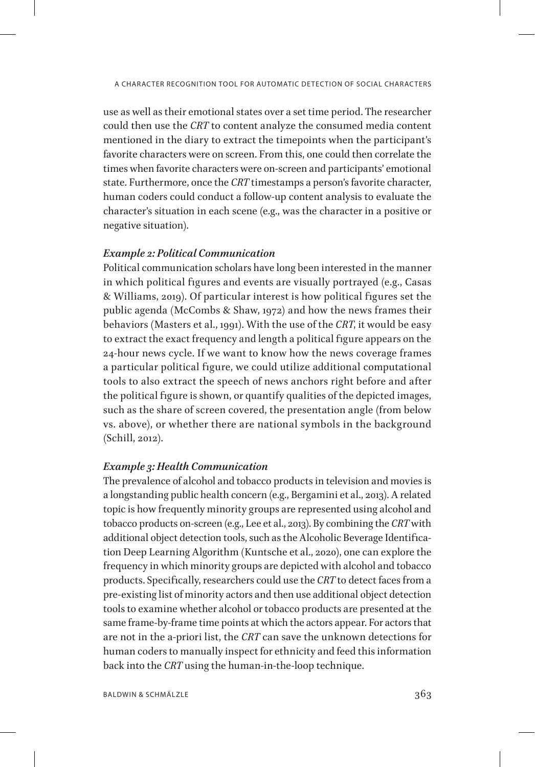use as well as their emotional states over a set time period. The researcher could then use the *CRT* to content analyze the consumed media content mentioned in the diary to extract the timepoints when the participant's favorite characters were on screen. From this, one could then correlate the times when favorite characters were on-screen and participants' emotional state. Furthermore, once the *CRT* timestamps a person's favorite character, human coders could conduct a follow-up content analysis to evaluate the character's situation in each scene (e.g., was the character in a positive or negative situation).

### *Example 2: Political Communication*

Political communication scholars have long been interested in the manner in which political figures and events are visually portrayed (e.g., Casas & Williams, 2019). Of particular interest is how political figures set the public agenda (McCombs & Shaw, 1972) and how the news frames their behaviors (Masters et al., 1991). With the use of the *CRT*, it would be easy to extract the exact frequency and length a political figure appears on the 24-hour news cycle. If we want to know how the news coverage frames a particular political figure, we could utilize additional computational tools to also extract the speech of news anchors right before and after the political figure is shown, or quantify qualities of the depicted images, such as the share of screen covered, the presentation angle (from below vs. above), or whether there are national symbols in the background (Schill, 2012).

### *Example 3: Health Communication*

The prevalence of alcohol and tobacco products in television and movies is a longstanding public health concern (e.g., Bergamini et al., 2013). A related topic is how frequently minority groups are represented using alcohol and tobacco products on-screen (e.g., Lee et al., 2013). By combining the *CRT* with additional object detection tools, such as the Alcoholic Beverage Identification Deep Learning Algorithm (Kuntsche et al., 2020), one can explore the frequency in which minority groups are depicted with alcohol and tobacco products. Specifically, researchers could use the *CRT* to detect faces from a pre-existing list of minority actors and then use additional object detection tools to examine whether alcohol or tobacco products are presented at the same frame-by-frame time points at which the actors appear. For actors that are not in the a-priori list, the *CRT* can save the unknown detections for human coders to manually inspect for ethnicity and feed this information back into the *CRT* using the human-in-the-loop technique.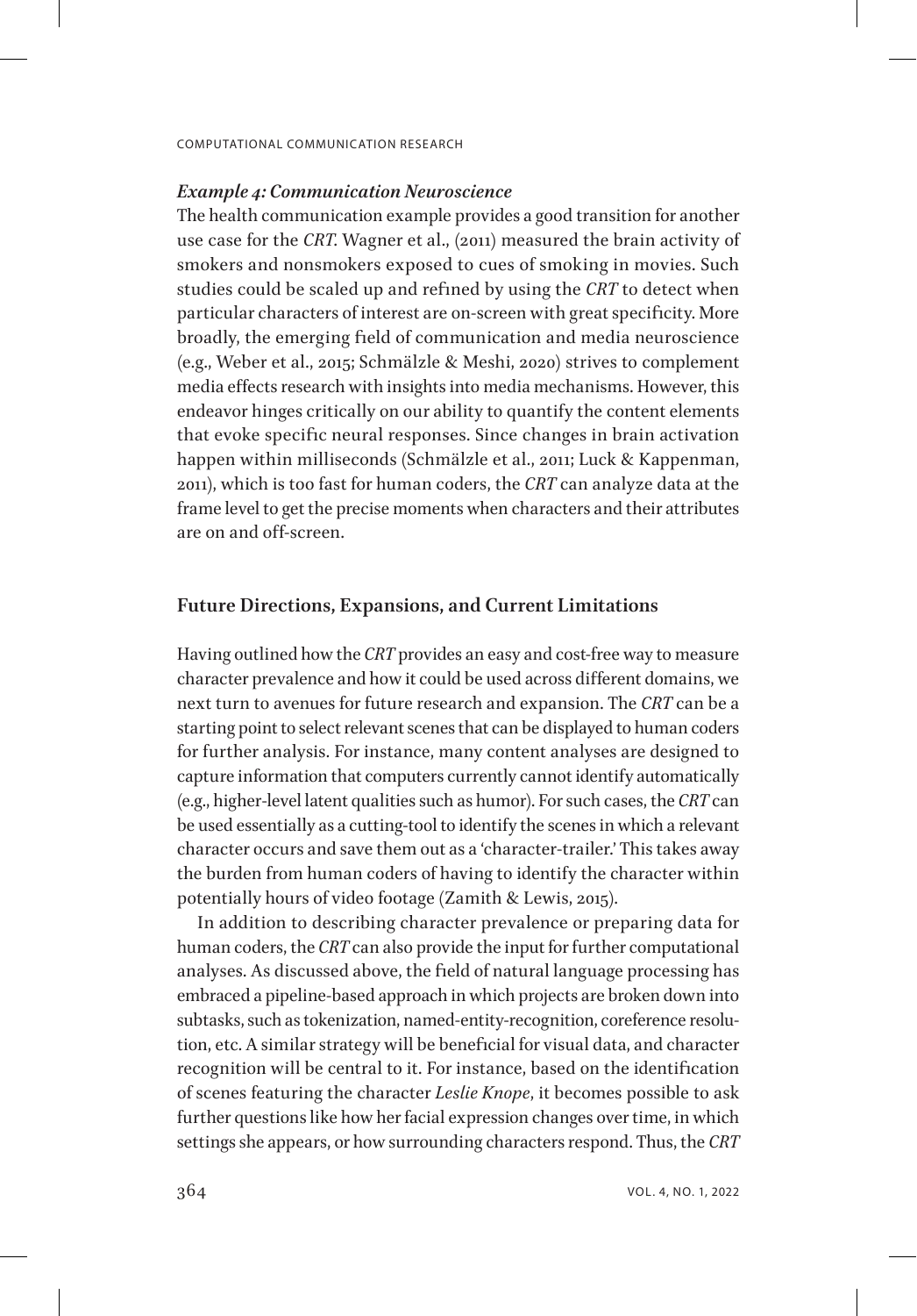### *Example 4: Communication Neuroscience*

The health communication example provides a good transition for another use case for the *CRT*. Wagner et al., (2011) measured the brain activity of smokers and nonsmokers exposed to cues of smoking in movies. Such studies could be scaled up and refined by using the *CRT* to detect when particular characters of interest are on-screen with great specificity. More broadly, the emerging field of communication and media neuroscience (e.g., Weber et al., 2015; Schmälzle & Meshi, 2020) strives to complement media effects research with insights into media mechanisms. However, this endeavor hinges critically on our ability to quantify the content elements that evoke specific neural responses. Since changes in brain activation happen within milliseconds (Schmälzle et al., 2011; Luck & Kappenman, 2011), which is too fast for human coders, the *CRT* can analyze data at the frame level to get the precise moments when characters and their attributes are on and off-screen.

## Future Directions, Expansions, and Current Limitations

Having outlined how the *CRT* provides an easy and cost-free way to measure character prevalence and how it could be used across different domains, we next turn to avenues for future research and expansion. The *CRT* can be a starting point to select relevant scenes that can be displayed to human coders for further analysis. For instance, many content analyses are designed to capture information that computers currently cannot identify automatically (e.g., higher-level latent qualities such as humor). For such cases, the *CRT* can be used essentially as a cutting-tool to identify the scenes in which a relevant character occurs and save them out as a 'character-trailer.' This takes away the burden from human coders of having to identify the character within potentially hours of video footage (Zamith & Lewis, 2015).

In addition to describing character prevalence or preparing data for human coders, the *CRT* can also provide the input for further computational analyses. As discussed above, the field of natural language processing has embraced a pipeline-based approach in which projects are broken down into subtasks, such as tokenization, named-entity-recognition, coreference resolution, etc. A similar strategy will be beneficial for visual data, and character recognition will be central to it. For instance, based on the identification of scenes featuring the character *Leslie Knope*, it becomes possible to ask further questions like how her facial expression changes over time, in which settings she appears, or how surrounding characters respond. Thus, the *CRT*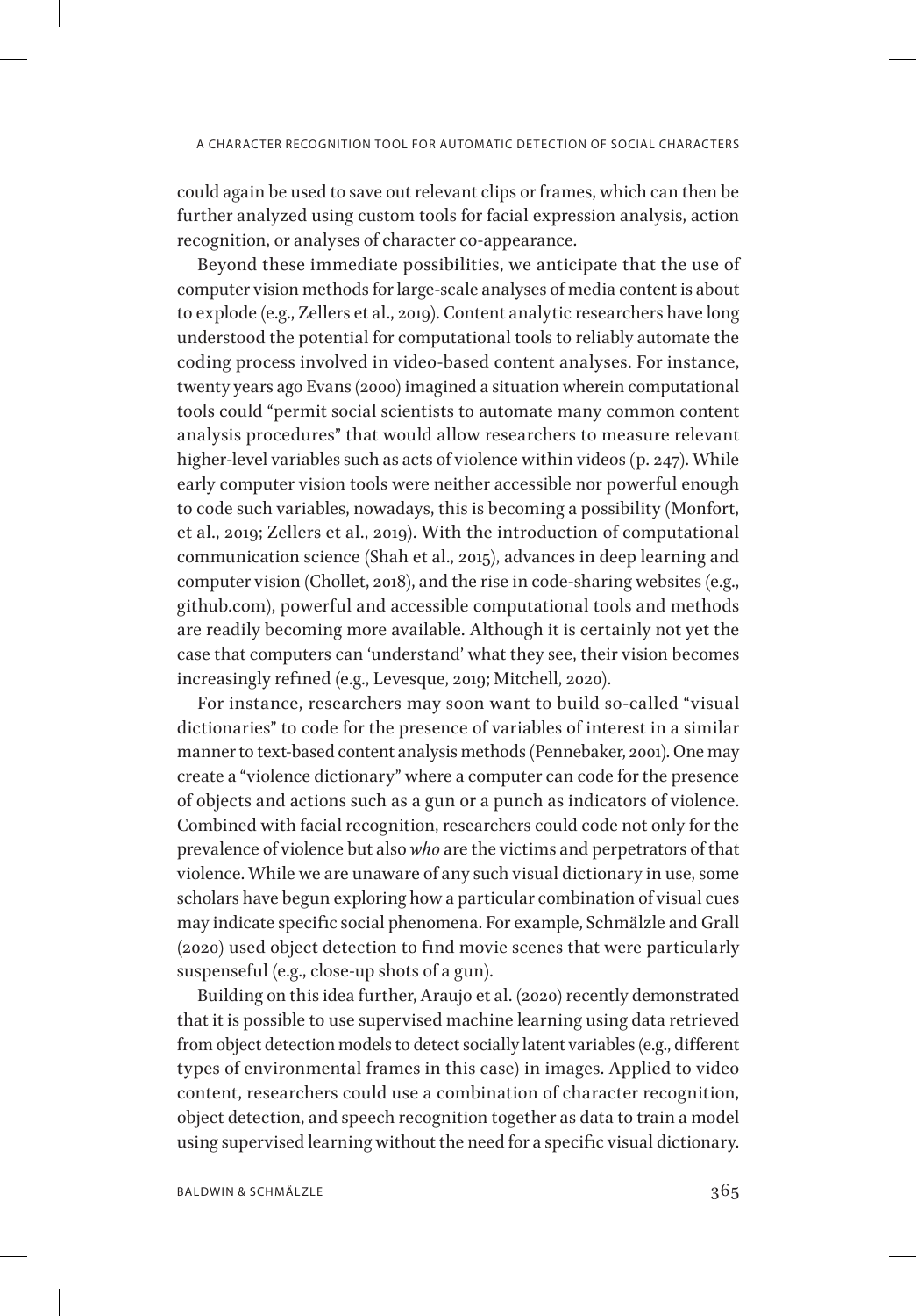could again be used to save out relevant clips or frames, which can then be further analyzed using custom tools for facial expression analysis, action recognition, or analyses of character co-appearance.

Beyond these immediate possibilities, we anticipate that the use of computer vision methods for large-scale analyses of media content is about to explode (e.g., Zellers et al., 2019). Content analytic researchers have long understood the potential for computational tools to reliably automate the coding process involved in video-based content analyses. For instance, twenty years ago Evans (2000) imagined a situation wherein computational tools could "permit social scientists to automate many common content analysis procedures" that would allow researchers to measure relevant higher-level variables such as acts of violence within videos (p. 247). While early computer vision tools were neither accessible nor powerful enough to code such variables, nowadays, this is becoming a possibility (Monfort, et al., 2019; Zellers et al., 2019). With the introduction of computational communication science (Shah et al., 2015), advances in deep learning and computer vision (Chollet, 2018), and the rise in code-sharing websites (e.g., github.com), powerful and accessible computational tools and methods are readily becoming more available. Although it is certainly not yet the case that computers can 'understand' what they see, their vision becomes increasingly refined (e.g., Levesque, 2019; Mitchell, 2020).

For instance, researchers may soon want to build so-called "visual dictionaries" to code for the presence of variables of interest in a similar manner to text-based content analysis methods (Pennebaker, 2001). One may create a "violence dictionary" where a computer can code for the presence of objects and actions such as a gun or a punch as indicators of violence. Combined with facial recognition, researchers could code not only for the prevalence of violence but also *who* are the victims and perpetrators of that violence. While we are unaware of any such visual dictionary in use, some scholars have begun exploring how a particular combination of visual cues may indicate specific social phenomena. For example, Schmälzle and Grall (2020) used object detection to find movie scenes that were particularly suspenseful (e.g., close-up shots of a gun).

Building on this idea further, Araujo et al. (2020) recently demonstrated that it is possible to use supervised machine learning using data retrieved from object detection models to detect socially latent variables (e.g., different types of environmental frames in this case) in images. Applied to video content, researchers could use a combination of character recognition, object detection, and speech recognition together as data to train a model using supervised learning without the need for a specific visual dictionary.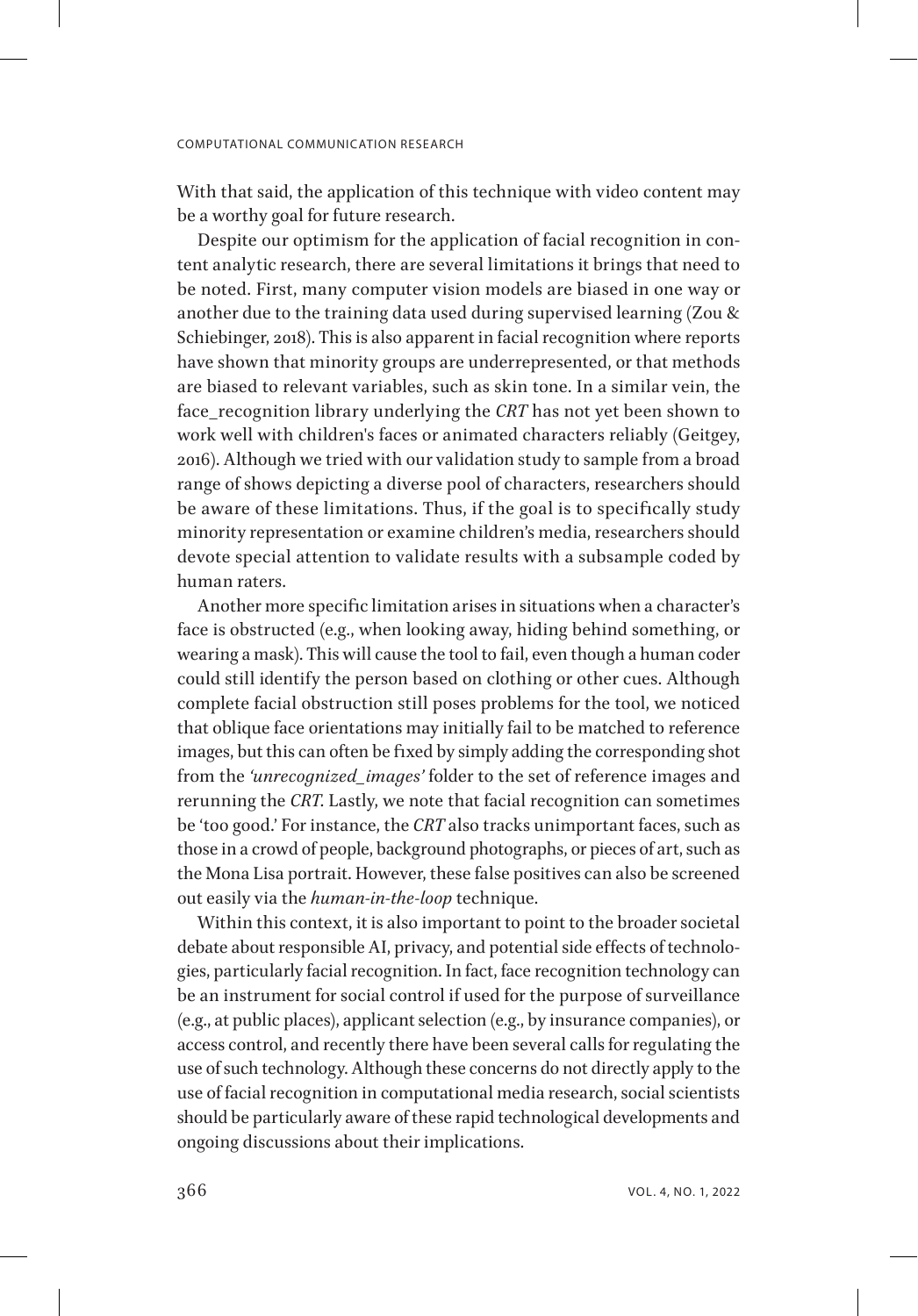With that said, the application of this technique with video content may be a worthy goal for future research.

Despite our optimism for the application of facial recognition in content analytic research, there are several limitations it brings that need to be noted. First, many computer vision models are biased in one way or another due to the training data used during supervised learning (Zou & Schiebinger, 2018). This is also apparent in facial recognition where reports have shown that minority groups are underrepresented, or that methods are biased to relevant variables, such as skin tone. In a similar vein, the face_recognition library underlying the *CRT* has not yet been shown to work well with children's faces or animated characters reliably (Geitgey, 2016). Although we tried with our validation study to sample from a broad range of shows depicting a diverse pool of characters, researchers should be aware of these limitations. Thus, if the goal is to specifically study minority representation or examine children's media, researchers should devote special attention to validate results with a subsample coded by human raters.

Another more specific limitation arises in situations when a character's face is obstructed (e.g., when looking away, hiding behind something, or wearing a mask). This will cause the tool to fail, even though a human coder could still identify the person based on clothing or other cues. Although complete facial obstruction still poses problems for the tool, we noticed that oblique face orientations may initially fail to be matched to reference images, but this can often be fixed by simply adding the corresponding shot from the *'unrecognized_images'* folder to the set of reference images and rerunning the *CRT*. Lastly, we note that facial recognition can sometimes be 'too good.' For instance, the *CRT* also tracks unimportant faces, such as those in a crowd of people, background photographs, or pieces of art, such as the Mona Lisa portrait. However, these false positives can also be screened out easily via the *human-in-the-loop* technique.

Within this context, it is also important to point to the broader societal debate about responsible AI, privacy, and potential side effects of technologies, particularly facial recognition. In fact, face recognition technology can be an instrument for social control if used for the purpose of surveillance (e.g., at public places), applicant selection (e.g., by insurance companies), or access control, and recently there have been several calls for regulating the use of such technology. Although these concerns do not directly apply to the use of facial recognition in computational media research, social scientists should be particularly aware of these rapid technological developments and ongoing discussions about their implications.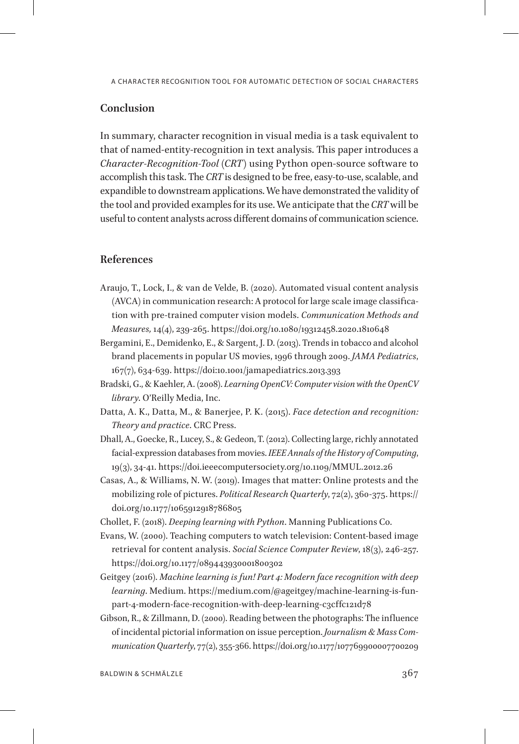## Conclusion

In summary, character recognition in visual media is a task equivalent to that of named-entity-recognition in text analysis. This paper introduces a *Character-Recognition-Tool* (*CRT*) using Python open-source software to accomplish this task. The *CRT* is designed to be free, easy-to-use, scalable, and expandible to downstream applications. We have demonstrated the validity of the tool and provided examples for its use. We anticipate that the *CRT* will be useful to content analysts across different domains of communication science.

## References

Araujo, T., Lock, I., & van de Velde, B. (2020). Automated visual content analysis (AVCA) in communication research: A protocol for large scale image classification with pre-trained computer vision models. *Communication Methods and Measures,* 14(4), 239-265. https://doi.org/10.1080/19312458.2020.1810648

Bergamini, E., Demidenko, E., & Sargent, J. D. (2013). Trends in tobacco and alcohol brand placements in popular US movies, 1996 through 2009. *JAMA Pediatrics*, 167(7), 634-639. https://doi:10.1001/jamapediatrics.2013.393

Bradski, G., & Kaehler, A. (2008). *Learning OpenCV: Computer vision with the OpenCV library*. O'Reilly Media, Inc.

Datta, A. K., Datta, M., & Banerjee, P. K. (2015). *Face detection and recognition: Theory and practice*. CRC Press.

Dhall, A., Goecke, R., Lucey, S., & Gedeon, T. (2012). Collecting large, richly annotated facial-expression databases from movies. *IEEE Annals of the History of Computing*, 19(3), 34-41. https://doi.ieeecomputersociety.org/10.1109/MMUL.2012.26

Casas, A., & Williams, N. W. (2019). Images that matter: Online protests and the mobilizing role of pictures. *Political Research Quarterly*, 72(2), 360-375. https://doi.org/10.1177/1065912918786805

Chollet, F. (2018). *Deeping learning with Python*. Manning Publications Co.

Evans, W. (2000). Teaching computers to watch television: Content-based image retrieval for content analysis. *Social Science Computer Review*, 18(3), 246-257. https://doi.org/10.1177/089443930001800302

Geitgey (2016). *Machine learning is fun! Part 4: Modern face recognition with deep learning*. Medium. https://medium.com/@ageitgey/machine-learning-is-fun-part-4-modern-face-recognition-with-deep-learning-c3cffc121d78

Gibson, R., & Zillmann, D. (2000). Reading between the photographs: The influence of incidental pictorial information on issue perception. *Journalism & Mass Communication Quarterly*, 77(2), 355-366. https://doi.org/10.1177/107769900007700209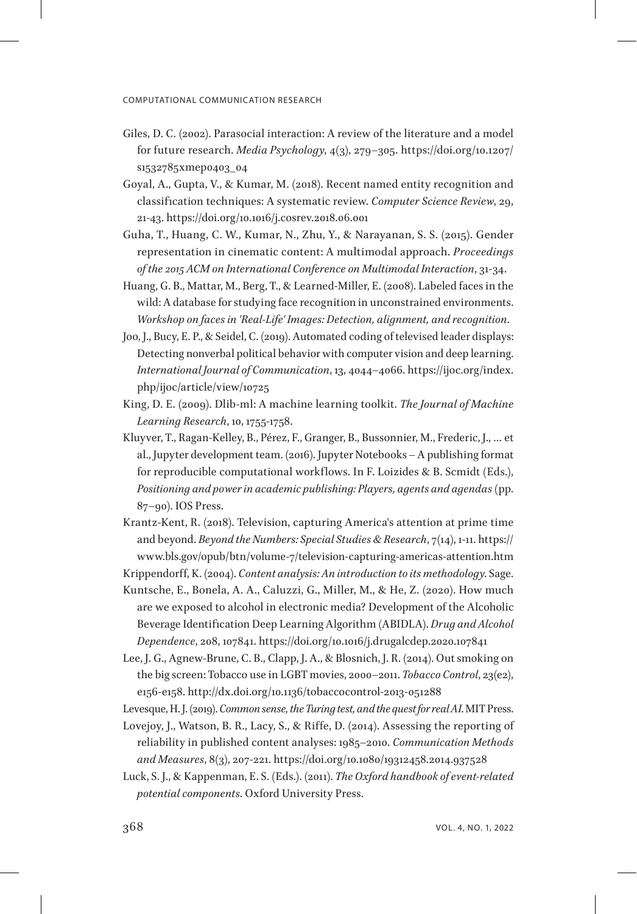Giles, D. C. (2002). Parasocial interaction: A review of the literature and a model for future research. *Media Psychology*, 4(3), 279–305. https://doi.org/10.1207/s1532785xmep0403_04

Goyal, A., Gupta, V., & Kumar, M. (2018). Recent named entity recognition and classification techniques: A systematic review. *Computer Science Review*, 29, 21-43. https://doi.org/10.1016/j.cosrev.2018.06.001

Guha, T., Huang, C. W., Kumar, N., Zhu, Y., & Narayanan, S. S. (2015). Gender representation in cinematic content: A multimodal approach. *Proceedings of the 2015 ACM on International Conference on Multimodal Interaction*, 31-34.

Huang, G. B., Mattar, M., Berg, T., & Learned-Miller, E. (2008). Labeled faces in the wild: A database for studying face recognition in unconstrained environments. *Workshop on faces in 'Real-Life' Images: Detection, alignment, and recognition*.

Joo, J., Bucy, E. P., & Seidel, C. (2019). Automated coding of televised leader displays: Detecting nonverbal political behavior with computer vision and deep learning. *International Journal of Communication*, 13, 4044–4066. https://ijoc.org/index.php/ijoc/article/view/10725

King, D. E. (2009). Dlib-ml: A machine learning toolkit. *The Journal of Machine Learning Research*, 10, 1755-1758.

Kluyver, T., Ragan-Kelley, B., Pérez, F., Granger, B., Bussonnier, M., Frederic, J., ... et al., Jupyter development team. (2016). Jupyter Notebooks – A publishing format for reproducible computational workflows. In F. Loizides & B. Scmidt (Eds.), *Positioning and power in academic publishing: Players, agents and agendas* (pp. 87–90). IOS Press.

Krantz-Kent, R. (2018). Television, capturing America's attention at prime time and beyond. *Beyond the Numbers: Special Studies & Research*, 7(14), 1-11. https://www.bls.gov/opub/btn/volume-7/television-capturing-americas-attention.htm

Krippendorff, K. (2004). *Content analysis: An introduction to its methodology*. Sage.

Kuntsche, E., Bonela, A. A., Caluzzi, G., Miller, M., & He, Z. (2020). How much are we exposed to alcohol in electronic media? Development of the Alcoholic Beverage Identification Deep Learning Algorithm (ABIDLA). *Drug and Alcohol Dependence*, 208, 107841. https://doi.org/10.1016/j.drugalcdep.2020.107841

Lee, J. G., Agnew-Brune, C. B., Clapp, J. A., & Blosnich, J. R. (2014). Out smoking on the big screen: Tobacco use in LGBT movies, 2000–2011. *Tobacco Control*, 23(e2), e156-e158. http://dx.doi.org/10.1136/tobaccocontrol-2013-051288

Levesque, H. J. (2019). *Common sense, the Turing test, and the quest for real AI*. MIT Press.

Lovejoy, J., Watson, B. R., Lacy, S., & Riffe, D. (2014). Assessing the reporting of reliability in published content analyses: 1985–2010. *Communication Methods and Measures*, 8(3), 207-221. https://doi.org/10.1080/19312458.2014.937528

Luck, S. J., & Kappenman, E. S. (Eds.). (2011). *The Oxford handbook of event-related potential components*. Oxford University Press.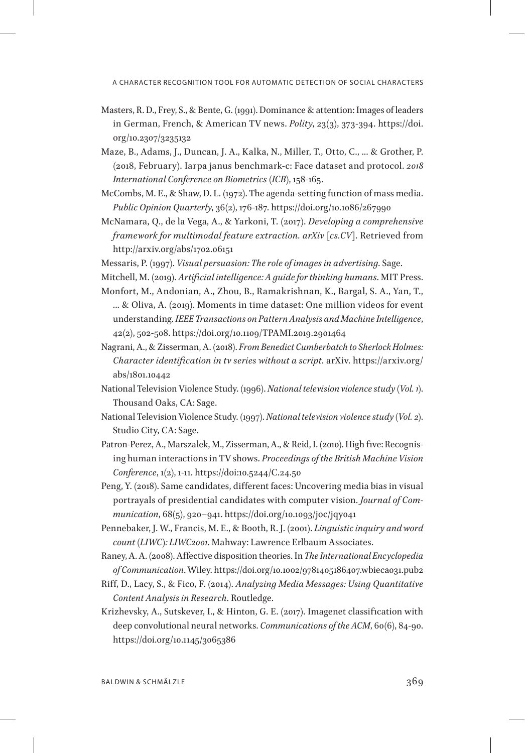Masters, R. D., Frey, S., & Bente, G. (1991). Dominance & attention: Images of leaders in German, French, & American TV news. *Polity*, 23(3), 373-394. https://doi.org/10.2307/3235132

Maze, B., Adams, J., Duncan, J. A., Kalka, N., Miller, T., Otto, C., … & Grother, P. (2018, February). Iarpa janus benchmark-c: Face dataset and protocol. *2018 International Conference on Biometrics* (*ICB*), 158-165.

McCombs, M. E., & Shaw, D. L. (1972). The agenda-setting function of mass media. *Public Opinion Quarterly*, 36(2), 176-187. https://doi.org/10.1086/267990

McNamara, Q., de la Vega, A., & Yarkoni, T. (2017). *Developing a comprehensive framework for multimodal feature extraction. arXiv* [*cs.CV*]. Retrieved from http://arxiv.org/abs/1702.06151

Messaris, P. (1997). *Visual persuasion: The role of images in advertising*. Sage.

Mitchell, M. (2019). *Artificial intelligence: A guide for thinking humans*. MIT Press.

Monfort, M., Andonian, A., Zhou, B., Ramakrishnan, K., Bargal, S. A., Yan, T., … & Oliva, A. (2019). Moments in time dataset: One million videos for event understanding. *IEEE Transactions on Pattern Analysis and Machine Intelligence*, 42(2), 502-508. https://doi.org/10.1109/TPAMI.2019.2901464

Nagrani, A., & Zisserman, A. (2018). *From Benedict Cumberbatch to Sherlock Holmes: Character identification in tv series without a script*. arXiv. https://arxiv.org/abs/1801.10442

National Television Violence Study. (1996). *National television violence study* (*Vol. 1*). Thousand Oaks, CA: Sage.

National Television Violence Study. (1997). *National television violence study* (*Vol. 2*). Studio City, CA: Sage.

Patron-Perez, A., Marszalek, M., Zisserman, A., & Reid, I. (2010). High five: Recognising human interactions in TV shows. *Proceedings of the British Machine Vision Conference*, 1(2), 1-11. https://doi:10.5244/C.24.50

Peng, Y. (2018). Same candidates, different faces: Uncovering media bias in visual portrayals of presidential candidates with computer vision. *Journal of Communication*, 68(5), 920–941. https://doi.org/10.1093/joc/jqy041

Pennebaker, J. W., Francis, M. E., & Booth, R. J. (2001). *Linguistic inquiry and word count* (*LIWC*)*: LIWC2001*. Mahway: Lawrence Erlbaum Associates.

Raney, A. A. (2008). Affective disposition theories. In *The International Encyclopedia of Communication*. Wiley. https://doi.org/10.1002/9781405186407.wbieca031.pub2

Riff, D., Lacy, S., & Fico, F. (2014). *Analyzing Media Messages: Using Quantitative Content Analysis in Research*. Routledge.

Krizhevsky, A., Sutskever, I., & Hinton, G. E. (2017). Imagenet classification with deep convolutional neural networks. *Communications of the ACM*, 60(6), 84-90. https://doi.org/10.1145/3065386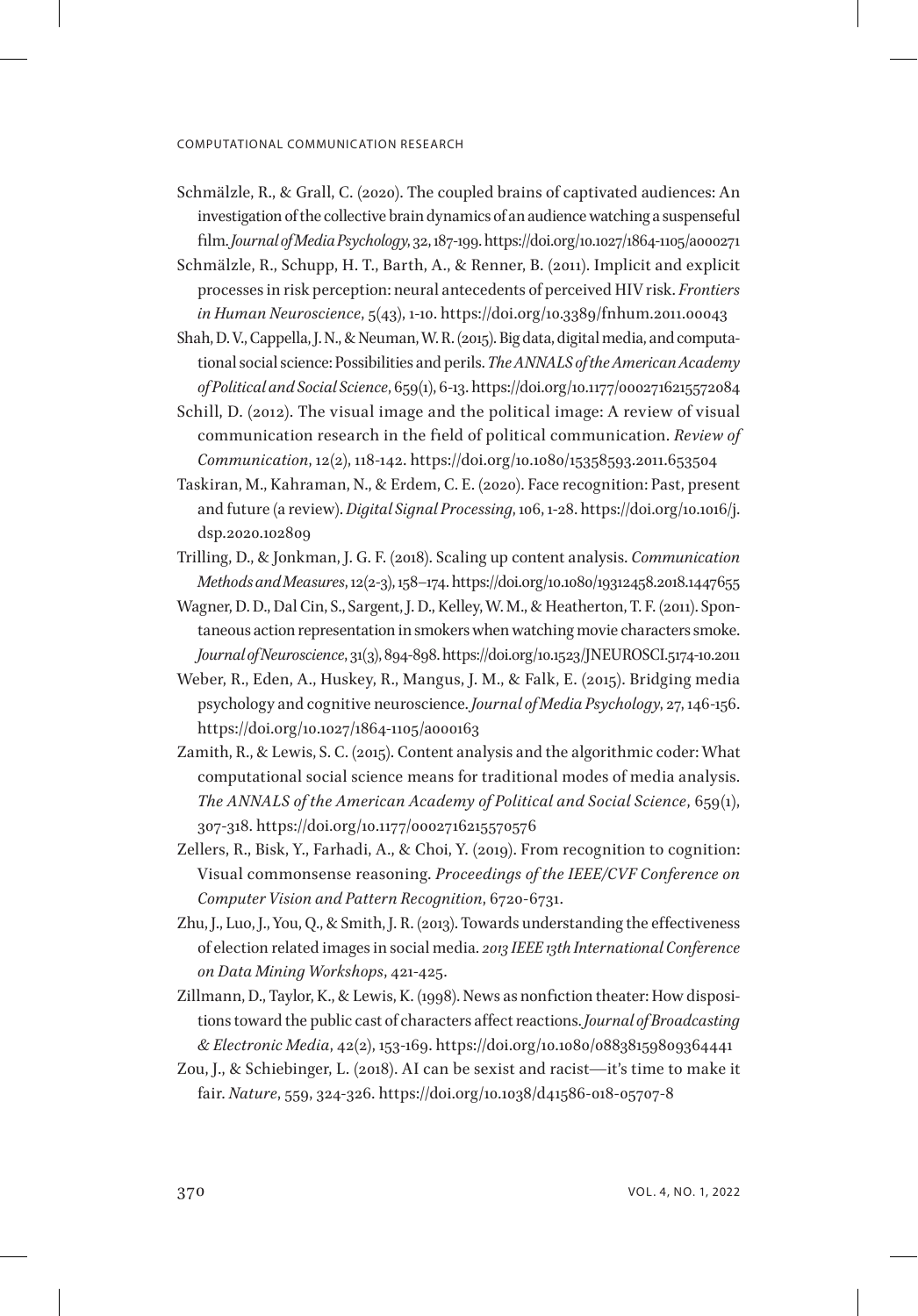Schmälzle, R., & Grall, C. (2020). The coupled brains of captivated audiences: An investigation of the collective brain dynamics of an audience watching a suspenseful film. *Journal of Media Psychology*, 32, 187-199. https://doi.org/10.1027/1864-1105/a000271

Schmälzle, R., Schupp, H. T., Barth, A., & Renner, B. (2011). Implicit and explicit processes in risk perception: neural antecedents of perceived HIV risk. *Frontiers in Human Neuroscience*, 5(43), 1-10. https://doi.org/10.3389/fnhum.2011.00043

Shah, D. V., Cappella, J. N., & Neuman, W. R. (2015). Big data, digital media, and computational social science: Possibilities and perils. *The ANNALS of the American Academy of Political and Social Science*, 659(1), 6-13. https://doi.org/10.1177/0002716215572084

Schill, D. (2012). The visual image and the political image: A review of visual communication research in the field of political communication. *Review of Communication*, 12(2), 118-142. https://doi.org/10.1080/15358593.2011.653504

Taskiran, M., Kahraman, N., & Erdem, C. E. (2020). Face recognition: Past, present and future (a review). *Digital Signal Processing*, 106, 1-28. https://doi.org/10.1016/j.dsp.2020.102809

Trilling, D., & Jonkman, J. G. F. (2018). Scaling up content analysis. *Communication Methods and Measures*, 12(2-3), 158–174. https://doi.org/10.1080/19312458.2018.1447655

Wagner, D. D., Dal Cin, S., Sargent, J. D., Kelley, W. M., & Heatherton, T. F. (2011). Spontaneous action representation in smokers when watching movie characters smoke. *Journal of Neuroscience*, 31(3), 894-898. https://doi.org/10.1523/JNEUROSCI.5174-10.2011

Weber, R., Eden, A., Huskey, R., Mangus, J. M., & Falk, E. (2015). Bridging media psychology and cognitive neuroscience. *Journal of Media Psychology*, 27, 146-156. https://doi.org/10.1027/1864-1105/a000163

Zamith, R., & Lewis, S. C. (2015). Content analysis and the algorithmic coder: What computational social science means for traditional modes of media analysis. *The ANNALS of the American Academy of Political and Social Science*, 659(1), 307-318. https://doi.org/10.1177/0002716215570576

Zellers, R., Bisk, Y., Farhadi, A., & Choi, Y. (2019). From recognition to cognition: Visual commonsense reasoning. *Proceedings of the IEEE/CVF Conference on Computer Vision and Pattern Recognition*, 6720-6731.

Zhu, J., Luo, J., You, Q., & Smith, J. R. (2013). Towards understanding the effectiveness of election related images in social media. *2013 IEEE 13th International Conference on Data Mining Workshops*, 421-425.

Zillmann, D., Taylor, K., & Lewis, K. (1998). News as nonfiction theater: How dispositions toward the public cast of characters affect reactions. *Journal of Broadcasting & Electronic Media*, 42(2), 153-169. https://doi.org/10.1080/08838159809364441

Zou, J., & Schiebinger, L. (2018). AI can be sexist and racist—it's time to make it fair. *Nature*, 559, 324-326. https://doi.org/10.1038/d41586-018-05707-8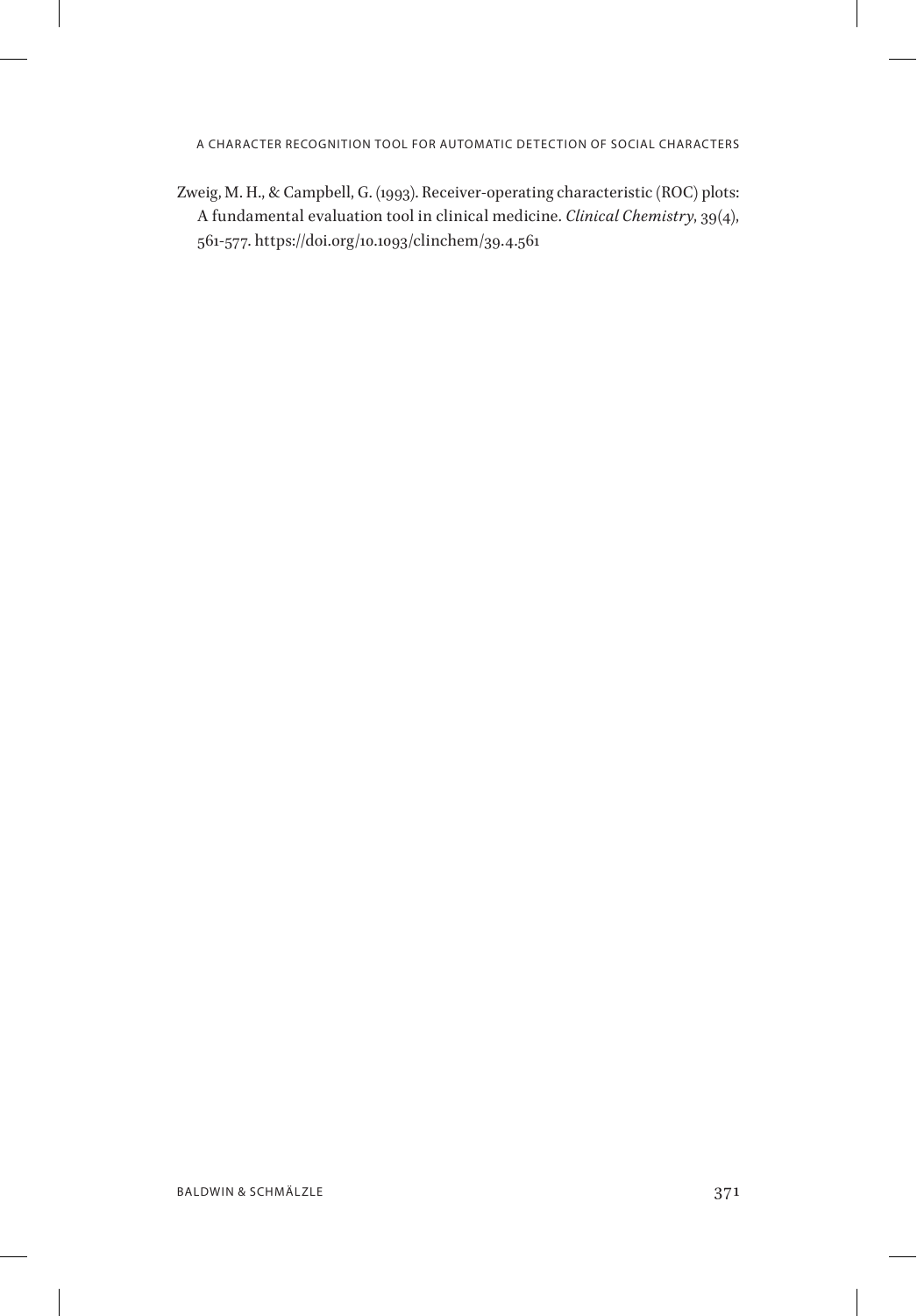Zweig, M. H., & Campbell, G. (1993). Receiver-operating characteristic (ROC) plots: A fundamental evaluation tool in clinical medicine. *Clinical Chemistry*, 39(4), 561-577. https://doi.org/10.1093/clinchem/39.4.561